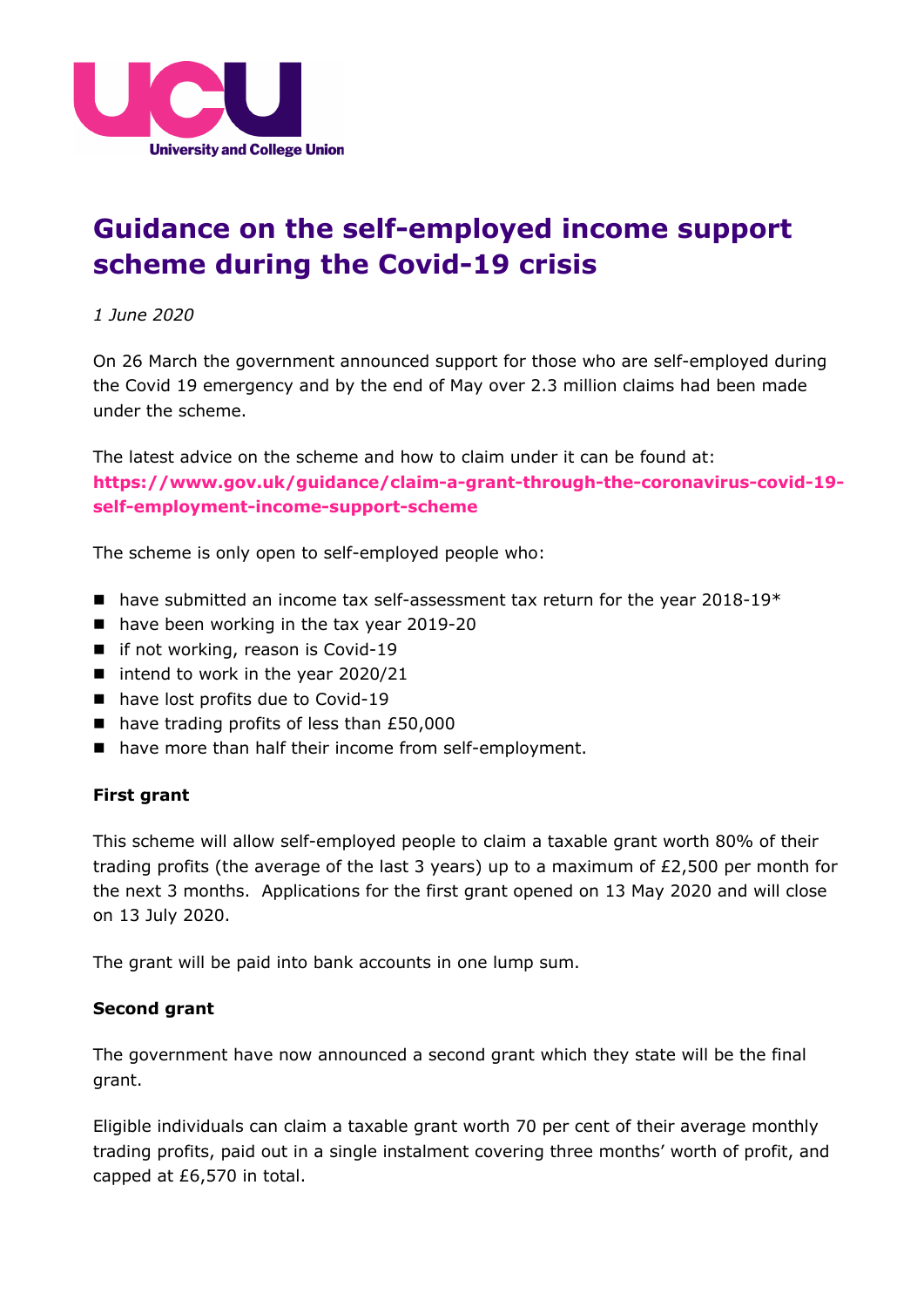# Guidance on the self-employed income support scheme during the Covid-19 crisis

*1 June 2020*

On 26 March the government announced support for those who are self-employed during the Covid 19 emergency and by the end of May over 2.3 million claims had been made under the scheme.

The latest advice on the scheme and how to claim under it can be found at: **https://www.gov.uk/guidance/claim-a-grant-through-the-coronavirus-covid-19-self-employment-income-support-scheme**

The scheme is only open to self-employed people who:

- have submitted an income tax self-assessment tax return for the year 2018-19*
- have been working in the tax year 2019-20
- if not working, reason is Covid-19
- intend to work in the year 2020/21
- have lost profits due to Covid-19
- have trading profits of less than £50,000
- have more than half their income from self-employment.

**First grant**

This scheme will allow self-employed people to claim a taxable grant worth 80% of their trading profits (the average of the last 3 years) up to a maximum of £2,500 per month for the next 3 months. Applications for the first grant opened on 13 May 2020 and will close on 13 July 2020.

The grant will be paid into bank accounts in one lump sum.

**Second grant**

The government have now announced a second grant which they state will be the final grant.

Eligible individuals can claim a taxable grant worth 70 per cent of their average monthly trading profits, paid out in a single instalment covering three months' worth of profit, and capped at £6,570 in total.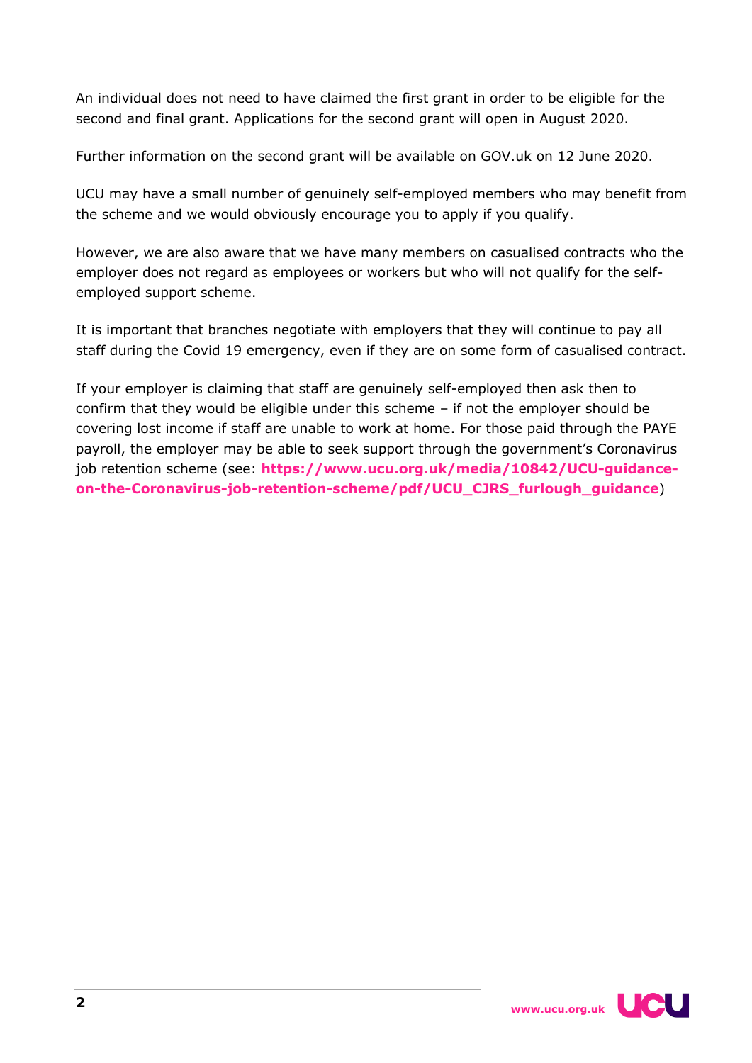An individual does not need to have claimed the first grant in order to be eligible for the second and final grant. Applications for the second grant will open in August 2020.

Further information on the second grant will be available on GOV.uk on 12 June 2020.

UCU may have a small number of genuinely self-employed members who may benefit from the scheme and we would obviously encourage you to apply if you qualify.

However, we are also aware that we have many members on casualised contracts who the employer does not regard as employees or workers but who will not qualify for the self-employed support scheme.

It is important that branches negotiate with employers that they will continue to pay all staff during the Covid 19 emergency, even if they are on some form of casualised contract.

If your employer is claiming that staff are genuinely self-employed then ask then to confirm that they would be eligible under this scheme – if not the employer should be covering lost income if staff are unable to work at home. For those paid through the PAYE payroll, the employer may be able to seek support through the government's Coronavirus job retention scheme (see: **https://www.ucu.org.uk/media/10842/UCU-guidance-on-the-Coronavirus-job-retention-scheme/pdf/UCU_CJRS_furlough_guidance**)